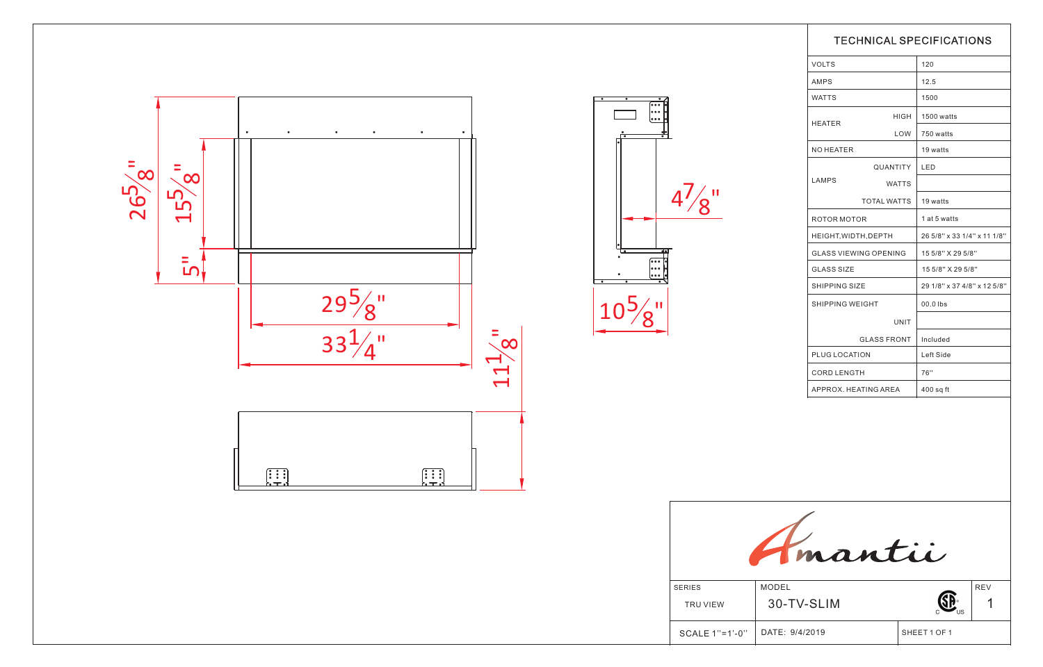| TECHNICAL SPECIFICATIONS | | |
|---|---|---|
| VOLTS | | 120 |
| AMPS | | 12.5 |
| WATTS | | 1500 |
| HEATER | HIGH | 1500 watts |
| | LOW | 750 watts |
| NO HEATER | | 19 watts |
| LAMPS | QUANTITY | LED |
| | WATTS | |
| | TOTAL WATTS | 19 watts |
| ROTOR MOTOR | | 1 at 5 watts |
| HEIGHT,WIDTH,DEPTH | | 26 5/8'' x 33 1/4'' x 11 1/8'' |
| GLASS VIEWING OPENING | | 15 5/8'' X 29 5/8'' |
| GLASS SIZE | | 15 5/8'' X 29 5/8'' |
| SHIPPING SIZE | | 29 1/8'' x 37 4/8'' x 12 5/8'' |
| SHIPPING WEIGHT | | 00.0 lbs |
| | UNIT | |
| | GLASS FRONT | Included |
| PLUG LOCATION | | Left Side |
| CORD LENGTH | | 76'' |
| APPROX. HEATING AREA | | 400 sq ft |

26 5/8"

15 5/8"

5"

29 5/8"

33 1/4"

11 1/8"

4 7/8"

10 5/8"

Amantii

| SERIES | MODEL | REV |
|---|---|---|
| TRU VIEW | 30-TV-SLIM | 1 |
| SCALE 1''=1'-0'' | DATE: 9/4/2019 | SHEET 1 OF 1 |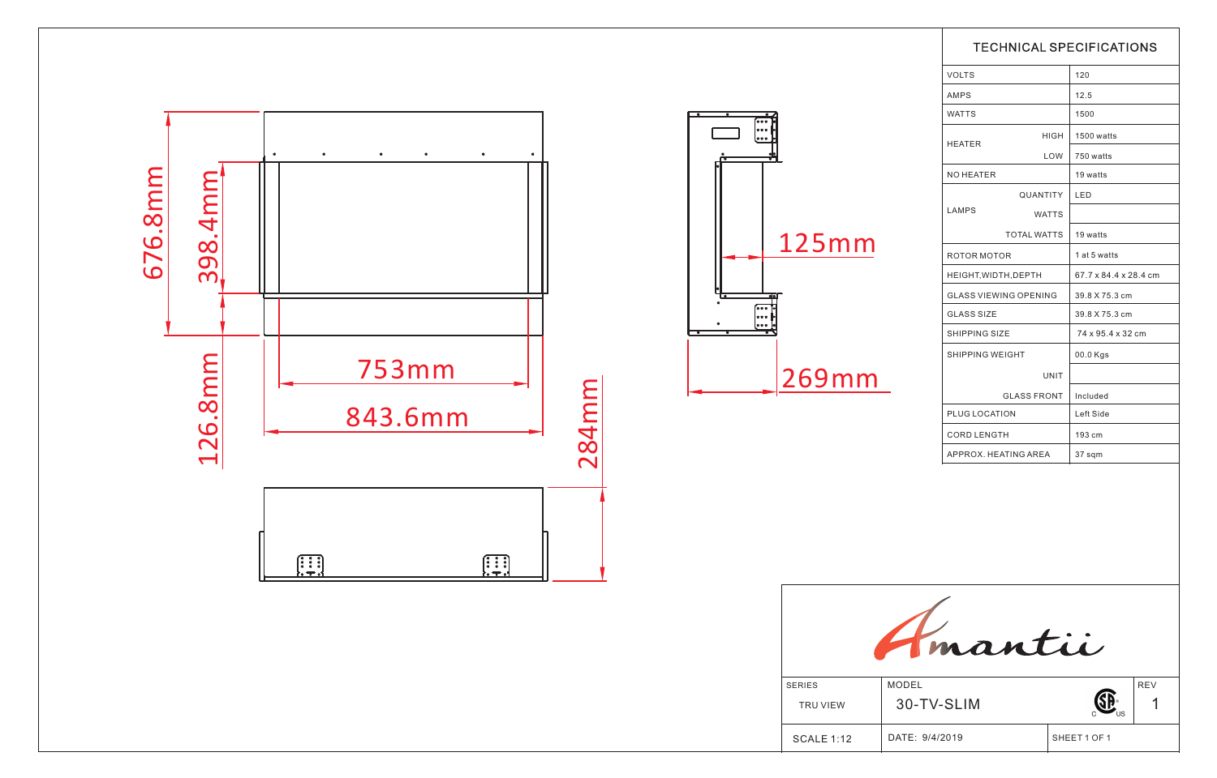676.8mm

398.4mm

126.8mm

753mm

843.6mm

284mm

125mm

269mm

## TECHNICAL SPECIFICATIONS

| | | |
|---|---|---|
| VOLTS | | 120 |
| AMPS | | 12.5 |
| WATTS | | 1500 |
| HEATER | HIGH | 1500 watts |
| | LOW | 750 watts |
| NO HEATER | | 19 watts |
| LAMPS | QUANTITY | LED |
| | WATTS | |
| | TOTAL WATTS | 19 watts |
| ROTOR MOTOR | | 1 at 5 watts |
| HEIGHT,WIDTH,DEPTH | | 67.7 x 84.4 x 28.4 cm |
| GLASS VIEWING OPENING | | 39.8 X 75.3 cm |
| GLASS SIZE | | 39.8 X 75.3 cm |
| SHIPPING SIZE | | 74 x 95.4 x 32 cm |
| SHIPPING WEIGHT | | 00.0 Kgs |
| | UNIT | |
| | GLASS FRONT | Included |
| PLUG LOCATION | | Left Side |
| CORD LENGTH | | 193 cm |
| APPROX. HEATING AREA | | 37 sqm |

Amantii

| SERIES | MODEL | | REV |
|---|---|---|---|
| TRU VIEW | 30-TV-SLIM | | 1 |
| SCALE 1:12 | DATE: 9/4/2019 | SHEET 1 OF 1 | |